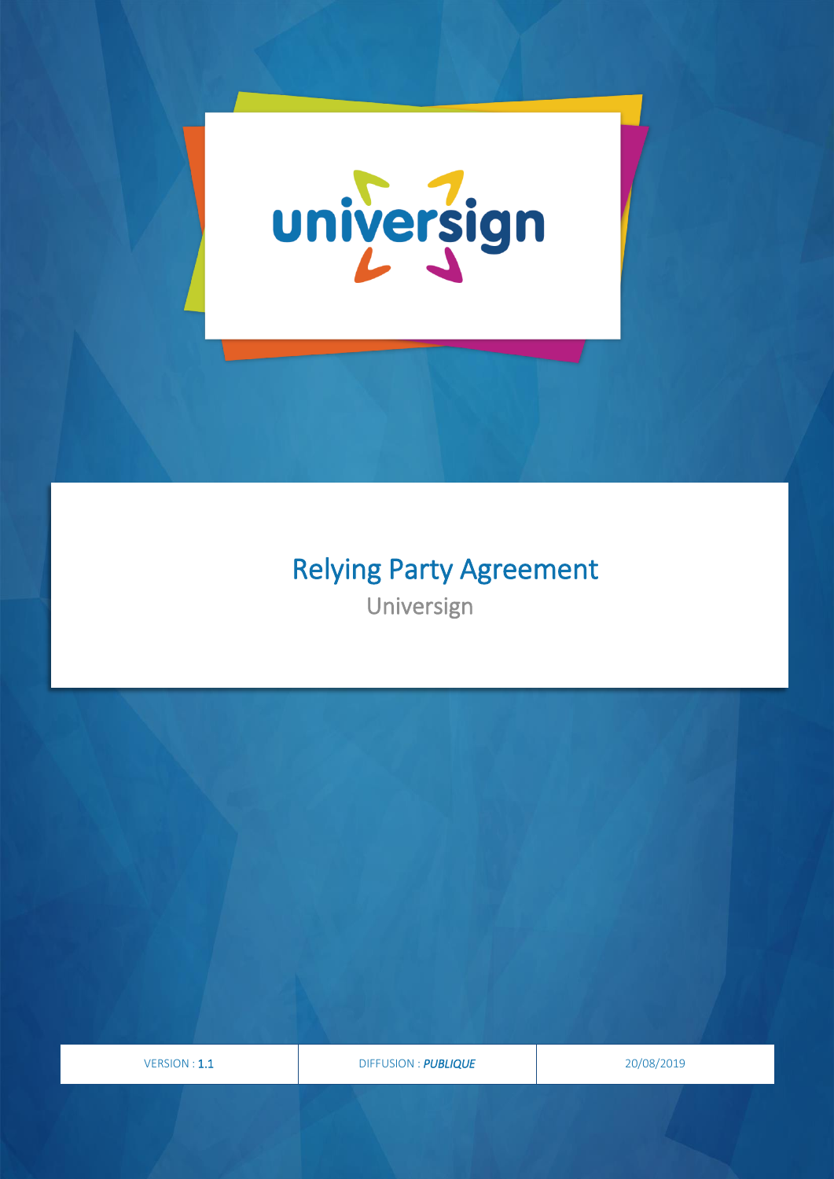universign

# Relying Party Agreement

Universign

| VERSION : 1.1 | DIFFUSION : *PUBLIQUE* | 20/08/2019 |
| --- | --- | --- |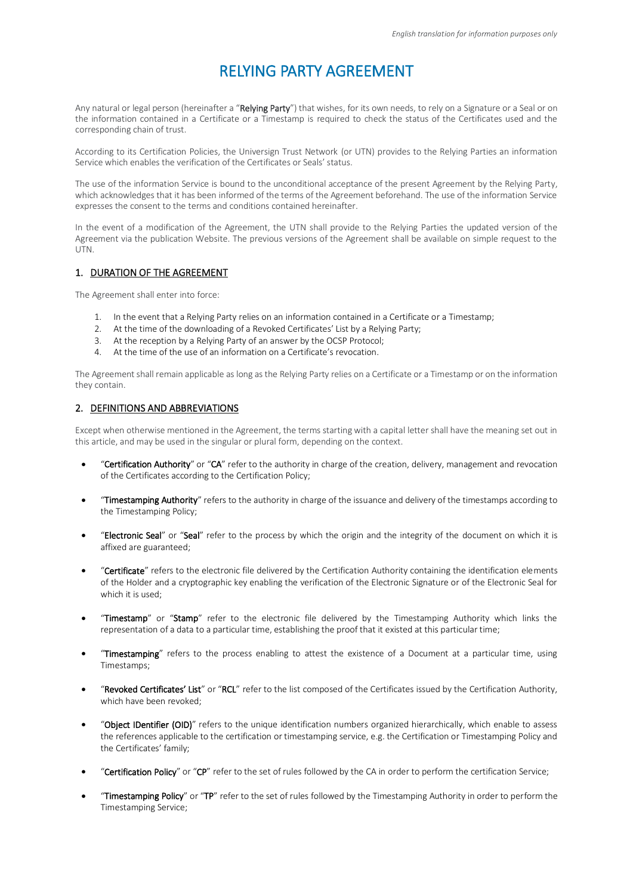# RELYING PARTY AGREEMENT

Any natural or legal person (hereinafter a "**Relying Party**") that wishes, for its own needs, to rely on a Signature or a Seal or on the information contained in a Certificate or a Timestamp is required to check the status of the Certificates used and the corresponding chain of trust.

According to its Certification Policies, the Universign Trust Network (or UTN) provides to the Relying Parties an information Service which enables the verification of the Certificates or Seals' status.

The use of the information Service is bound to the unconditional acceptance of the present Agreement by the Relying Party, which acknowledges that it has been informed of the terms of the Agreement beforehand. The use of the information Service expresses the consent to the terms and conditions contained hereinafter.

In the event of a modification of the Agreement, the UTN shall provide to the Relying Parties the updated version of the Agreement via the publication Website. The previous versions of the Agreement shall be available on simple request to the UTN.

## 1. DURATION OF THE AGREEMENT

The Agreement shall enter into force:

1. In the event that a Relying Party relies on an information contained in a Certificate or a Timestamp;
2. At the time of the downloading of a Revoked Certificates' List by a Relying Party;
3. At the reception by a Relying Party of an answer by the OCSP Protocol;
4. At the time of the use of an information on a Certificate's revocation.

The Agreement shall remain applicable as long as the Relying Party relies on a Certificate or a Timestamp or on the information they contain.

## 2. DEFINITIONS AND ABBREVIATIONS

Except when otherwise mentioned in the Agreement, the terms starting with a capital letter shall have the meaning set out in this article, and may be used in the singular or plural form, depending on the context.

- "**Certification Authority**" or "**CA**" refer to the authority in charge of the creation, delivery, management and revocation of the Certificates according to the Certification Policy;
- "**Timestamping Authority**" refers to the authority in charge of the issuance and delivery of the timestamps according to the Timestamping Policy;
- "**Electronic Seal**" or "**Seal**" refer to the process by which the origin and the integrity of the document on which it is affixed are guaranteed;
- "**Certificate**" refers to the electronic file delivered by the Certification Authority containing the identification elements of the Holder and a cryptographic key enabling the verification of the Electronic Signature or of the Electronic Seal for which it is used;
- "**Timestamp**" or "**Stamp**" refer to the electronic file delivered by the Timestamping Authority which links the representation of a data to a particular time, establishing the proof that it existed at this particular time;
- "**Timestamping**" refers to the process enabling to attest the existence of a Document at a particular time, using Timestamps;
- "**Revoked Certificates' List**" or "**RCL**" refer to the list composed of the Certificates issued by the Certification Authority, which have been revoked;
- "**Object IDentifier (OID)**" refers to the unique identification numbers organized hierarchically, which enable to assess the references applicable to the certification or timestamping service, e.g. the Certification or Timestamping Policy and the Certificates' family;
- "**Certification Policy**" or "**CP**" refer to the set of rules followed by the CA in order to perform the certification Service;
- "**Timestamping Policy**" or "**TP**" refer to the set of rules followed by the Timestamping Authority in order to perform the Timestamping Service;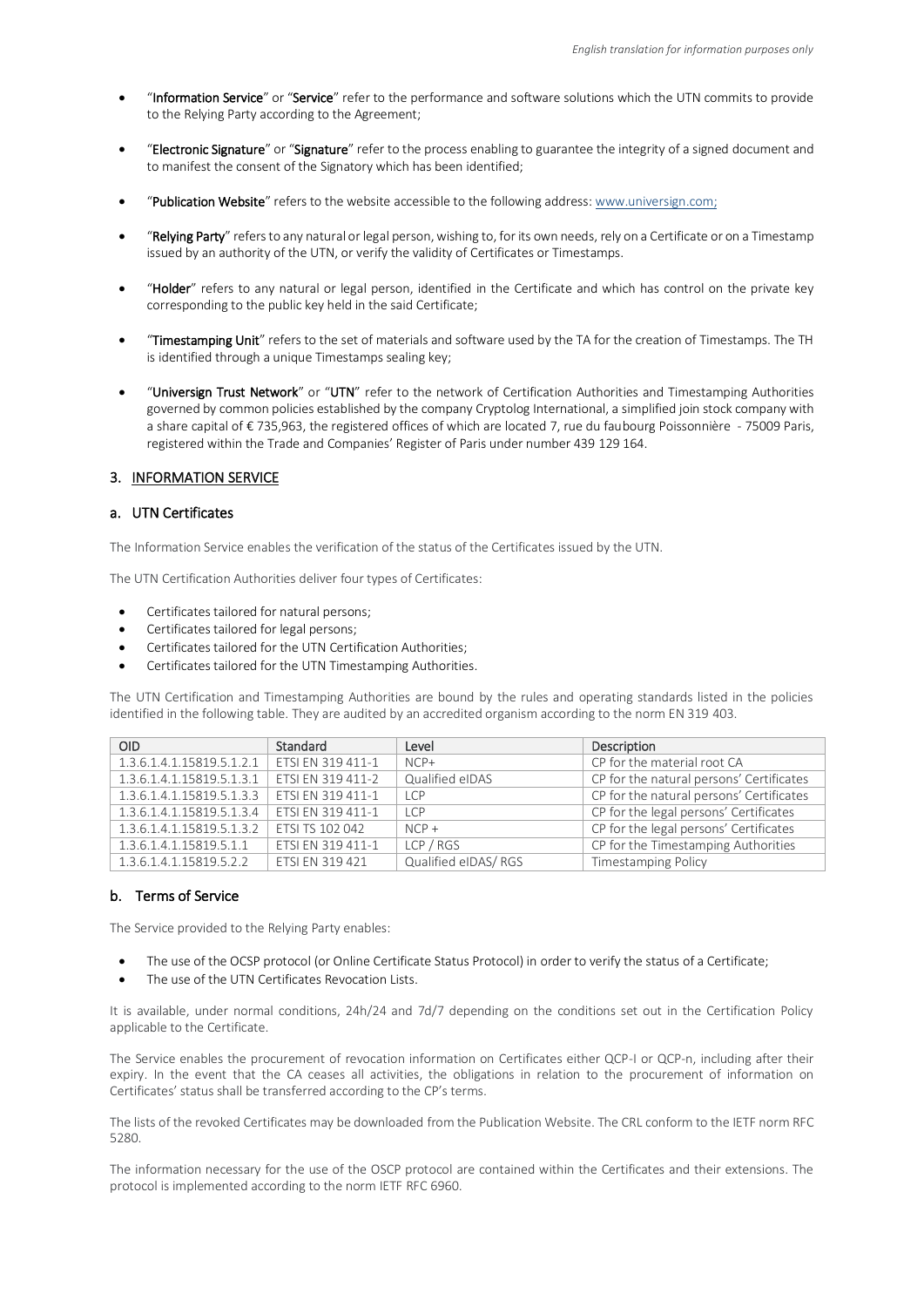- "**Information Service**" or "**Service**" refer to the performance and software solutions which the UTN commits to provide to the Relying Party according to the Agreement;

- "**Electronic Signature**" or "**Signature**" refer to the process enabling to guarantee the integrity of a signed document and to manifest the consent of the Signatory which has been identified;

- "**Publication Website**" refers to the website accessible to the following address: www.universign.com;

- "**Relying Party**" refers to any natural or legal person, wishing to, for its own needs, rely on a Certificate or on a Timestamp issued by an authority of the UTN, or verify the validity of Certificates or Timestamps.

- "**Holder**" refers to any natural or legal person, identified in the Certificate and which has control on the private key corresponding to the public key held in the said Certificate;

- "**Timestamping Unit**" refers to the set of materials and software used by the TA for the creation of Timestamps. The TH is identified through a unique Timestamps sealing key;

- "**Universign Trust Network**" or "**UTN**" refer to the network of Certification Authorities and Timestamping Authorities governed by common policies established by the company Cryptolog International, a simplified join stock company with a share capital of € 735,963, the registered offices of which are located 7, rue du faubourg Poissonnière - 75009 Paris, registered within the Trade and Companies' Register of Paris under number 439 129 164.

## 3. INFORMATION SERVICE

### a. UTN Certificates

The Information Service enables the verification of the status of the Certificates issued by the UTN.

The UTN Certification Authorities deliver four types of Certificates:

- Certificates tailored for natural persons;
- Certificates tailored for legal persons;
- Certificates tailored for the UTN Certification Authorities;
- Certificates tailored for the UTN Timestamping Authorities.

The UTN Certification and Timestamping Authorities are bound by the rules and operating standards listed in the policies identified in the following table. They are audited by an accredited organism according to the norm EN 319 403.

| OID | Standard | Level | Description |
|---|---|---|---|
| 1.3.6.1.4.1.15819.5.1.2.1 | ETSI EN 319 411-1 | NCP+ | CP for the material root CA |
| 1.3.6.1.4.1.15819.5.1.3.1 | ETSI EN 319 411-2 | Qualified eIDAS | CP for the natural persons' Certificates |
| 1.3.6.1.4.1.15819.5.1.3.3 | ETSI EN 319 411-1 | LCP | CP for the natural persons' Certificates |
| 1.3.6.1.4.1.15819.5.1.3.4 | ETSI EN 319 411-1 | LCP | CP for the legal persons' Certificates |
| 1.3.6.1.4.1.15819.5.1.3.2 | ETSI TS 102 042 | NCP + | CP for the legal persons' Certificates |
| 1.3.6.1.4.1.15819.5.1.1 | ETSI EN 319 411-1 | LCP / RGS | CP for the Timestamping Authorities |
| 1.3.6.1.4.1.15819.5.2.2 | ETSI EN 319 421 | Qualified eIDAS/ RGS | Timestamping Policy |

### b. Terms of Service

The Service provided to the Relying Party enables:

- The use of the OCSP protocol (or Online Certificate Status Protocol) in order to verify the status of a Certificate;
- The use of the UTN Certificates Revocation Lists.

It is available, under normal conditions, 24h/24 and 7d/7 depending on the conditions set out in the Certification Policy applicable to the Certificate.

The Service enables the procurement of revocation information on Certificates either QCP-l or QCP-n, including after their expiry. In the event that the CA ceases all activities, the obligations in relation to the procurement of information on Certificates' status shall be transferred according to the CP's terms.

The lists of the revoked Certificates may be downloaded from the Publication Website. The CRL conform to the IETF norm RFC 5280.

The information necessary for the use of the OSCP protocol are contained within the Certificates and their extensions. The protocol is implemented according to the norm IETF RFC 6960.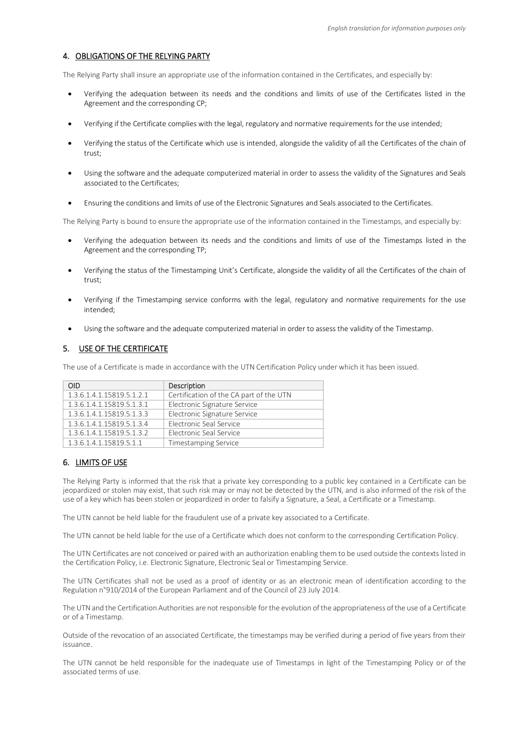## 4. OBLIGATIONS OF THE RELYING PARTY

The Relying Party shall insure an appropriate use of the information contained in the Certificates, and especially by:

- Verifying the adequation between its needs and the conditions and limits of use of the Certificates listed in the Agreement and the corresponding CP;
- Verifying if the Certificate complies with the legal, regulatory and normative requirements for the use intended;
- Verifying the status of the Certificate which use is intended, alongside the validity of all the Certificates of the chain of trust;
- Using the software and the adequate computerized material in order to assess the validity of the Signatures and Seals associated to the Certificates;
- Ensuring the conditions and limits of use of the Electronic Signatures and Seals associated to the Certificates.

The Relying Party is bound to ensure the appropriate use of the information contained in the Timestamps, and especially by:

- Verifying the adequation between its needs and the conditions and limits of use of the Timestamps listed in the Agreement and the corresponding TP;
- Verifying the status of the Timestamping Unit's Certificate, alongside the validity of all the Certificates of the chain of trust;
- Verifying if the Timestamping service conforms with the legal, regulatory and normative requirements for the use intended;
- Using the software and the adequate computerized material in order to assess the validity of the Timestamp.

## 5. USE OF THE CERTIFICATE

The use of a Certificate is made in accordance with the UTN Certification Policy under which it has been issued.

| OID | Description |
|---|---|
| 1.3.6.1.4.1.15819.5.1.2.1 | Certification of the CA part of the UTN |
| 1.3.6.1.4.1.15819.5.1.3.1 | Electronic Signature Service |
| 1.3.6.1.4.1.15819.5.1.3.3 | Electronic Signature Service |
| 1.3.6.1.4.1.15819.5.1.3.4 | Electronic Seal Service |
| 1.3.6.1.4.1.15819.5.1.3.2 | Electronic Seal Service |
| 1.3.6.1.4.1.15819.5.1.1 | Timestamping Service |

## 6. LIMITS OF USE

The Relying Party is informed that the risk that a private key corresponding to a public key contained in a Certificate can be jeopardized or stolen may exist, that such risk may or may not be detected by the UTN, and is also informed of the risk of the use of a key which has been stolen or jeopardized in order to falsify a Signature, a Seal, a Certificate or a Timestamp.

The UTN cannot be held liable for the fraudulent use of a private key associated to a Certificate.

The UTN cannot be held liable for the use of a Certificate which does not conform to the corresponding Certification Policy.

The UTN Certificates are not conceived or paired with an authorization enabling them to be used outside the contexts listed in the Certification Policy, i.e. Electronic Signature, Electronic Seal or Timestamping Service.

The UTN Certificates shall not be used as a proof of identity or as an electronic mean of identification according to the Regulation n°910/2014 of the European Parliament and of the Council of 23 July 2014.

The UTN and the Certification Authorities are not responsible for the evolution of the appropriateness of the use of a Certificate or of a Timestamp.

Outside of the revocation of an associated Certificate, the timestamps may be verified during a period of five years from their issuance.

The UTN cannot be held responsible for the inadequate use of Timestamps in light of the Timestamping Policy or of the associated terms of use.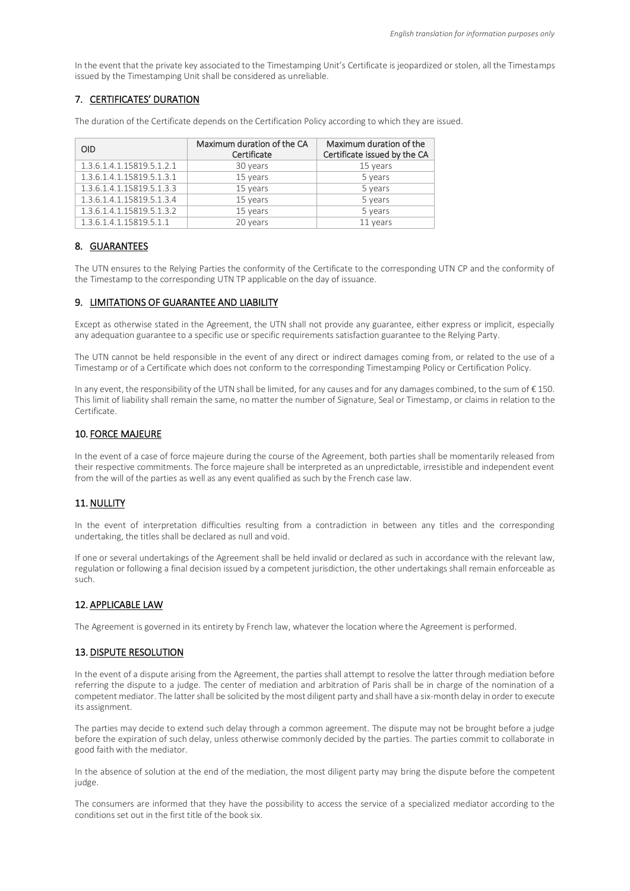In the event that the private key associated to the Timestamping Unit's Certificate is jeopardized or stolen, all the Timestamps issued by the Timestamping Unit shall be considered as unreliable.

## 7. CERTIFICATES' DURATION

The duration of the Certificate depends on the Certification Policy according to which they are issued.

| OID | Maximum duration of the CA Certificate | Maximum duration of the Certificate issued by the CA |
|---|---|---|
| 1.3.6.1.4.1.15819.5.1.2.1 | 30 years | 15 years |
| 1.3.6.1.4.1.15819.5.1.3.1 | 15 years | 5 years |
| 1.3.6.1.4.1.15819.5.1.3.3 | 15 years | 5 years |
| 1.3.6.1.4.1.15819.5.1.3.4 | 15 years | 5 years |
| 1.3.6.1.4.1.15819.5.1.3.2 | 15 years | 5 years |
| 1.3.6.1.4.1.15819.5.1.1 | 20 years | 11 years |

## 8. GUARANTEES

The UTN ensures to the Relying Parties the conformity of the Certificate to the corresponding UTN CP and the conformity of the Timestamp to the corresponding UTN TP applicable on the day of issuance.

## 9. LIMITATIONS OF GUARANTEE AND LIABILITY

Except as otherwise stated in the Agreement, the UTN shall not provide any guarantee, either express or implicit, especially any adequation guarantee to a specific use or specific requirements satisfaction guarantee to the Relying Party.

The UTN cannot be held responsible in the event of any direct or indirect damages coming from, or related to the use of a Timestamp or of a Certificate which does not conform to the corresponding Timestamping Policy or Certification Policy.

In any event, the responsibility of the UTN shall be limited, for any causes and for any damages combined, to the sum of € 150. This limit of liability shall remain the same, no matter the number of Signature, Seal or Timestamp, or claims in relation to the Certificate.

## 10. FORCE MAJEURE

In the event of a case of force majeure during the course of the Agreement, both parties shall be momentarily released from their respective commitments. The force majeure shall be interpreted as an unpredictable, irresistible and independent event from the will of the parties as well as any event qualified as such by the French case law.

## 11. NULLITY

In the event of interpretation difficulties resulting from a contradiction in between any titles and the corresponding undertaking, the titles shall be declared as null and void.

If one or several undertakings of the Agreement shall be held invalid or declared as such in accordance with the relevant law, regulation or following a final decision issued by a competent jurisdiction, the other undertakings shall remain enforceable as such.

## 12. APPLICABLE LAW

The Agreement is governed in its entirety by French law, whatever the location where the Agreement is performed.

## 13. DISPUTE RESOLUTION

In the event of a dispute arising from the Agreement, the parties shall attempt to resolve the latter through mediation before referring the dispute to a judge. The center of mediation and arbitration of Paris shall be in charge of the nomination of a competent mediator. The latter shall be solicited by the most diligent party and shall have a six-month delay in order to execute its assignment.

The parties may decide to extend such delay through a common agreement. The dispute may not be brought before a judge before the expiration of such delay, unless otherwise commonly decided by the parties. The parties commit to collaborate in good faith with the mediator.

In the absence of solution at the end of the mediation, the most diligent party may bring the dispute before the competent judge.

The consumers are informed that they have the possibility to access the service of a specialized mediator according to the conditions set out in the first title of the book six.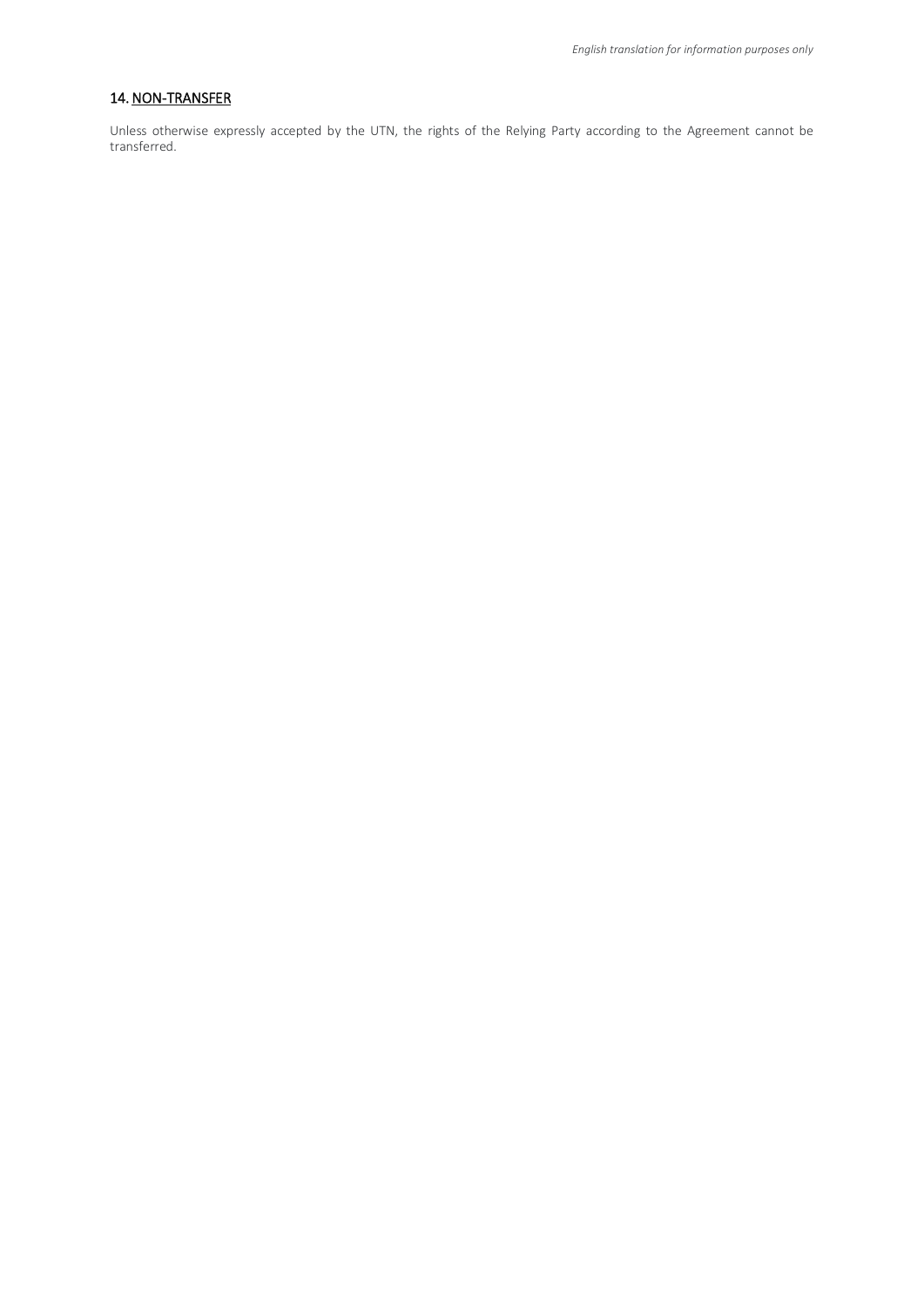## 14. NON-TRANSFER

Unless otherwise expressly accepted by the UTN, the rights of the Relying Party according to the Agreement cannot be transferred.